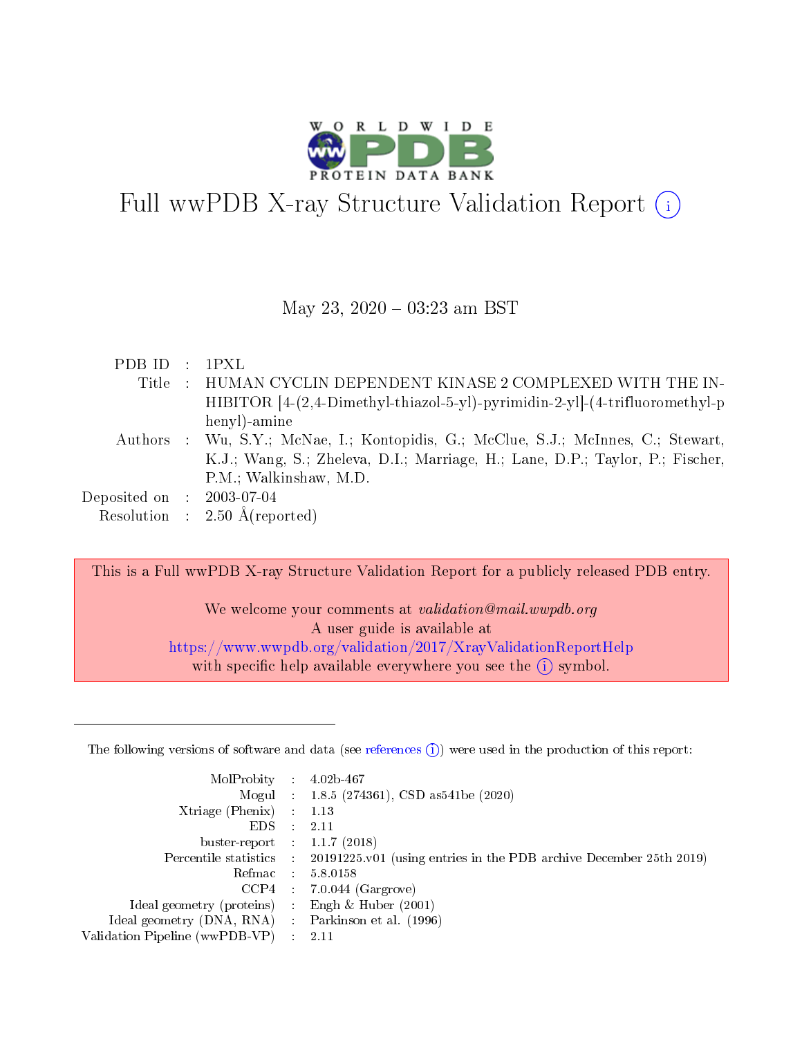# Full wwPDB X-ray Structure Validation Report (i)

May 23, 2020 – 03:23 am BST

| | | |
|---|---|---|
| PDB ID | : | 1PXL |
| Title | : | HUMAN CYCLIN DEPENDENT KINASE 2 COMPLEXED WITH THE INHIBITOR [4-(2,4-Dimethyl-thiazol-5-yl)-pyrimidin-2-yl]-(4-trifluoromethyl-phenyl)-amine |
| Authors | : | Wu, S.Y.; McNae, I.; Kontopidis, G.; McClue, S.J.; McInnes, C.; Stewart, K.J.; Wang, S.; Zheleva, D.I.; Marriage, H.; Lane, D.P.; Taylor, P.; Fischer, P.M.; Walkinshaw, M.D. |
| Deposited on | : | 2003-07-04 |
| Resolution | : | 2.50 Å(reported) |

This is a Full wwPDB X-ray Structure Validation Report for a publicly released PDB entry.

We welcome your comments at *validation@mail.wwpdb.org*
A user guide is available at
https://www.wwpdb.org/validation/2017/XrayValidationReportHelp
with specific help available everywhere you see the (i) symbol.

---

The following versions of software and data (see references (i)) were used in the production of this report:

| | | |
|---|---|---|
| MolProbity | : | 4.02b-467 |
| Mogul | : | 1.8.5 (274361), CSD as541be (2020) |
| Xtriage (Phenix) | : | 1.13 |
| EDS | : | 2.11 |
| buster-report | : | 1.1.7 (2018) |
| Percentile statistics | : | 20191225.v01 (using entries in the PDB archive December 25th 2019) |
| Refmac | : | 5.8.0158 |
| CCP4 | : | 7.0.044 (Gargrove) |
| Ideal geometry (proteins) | : | Engh & Huber (2001) |
| Ideal geometry (DNA, RNA) | : | Parkinson et al. (1996) |
| Validation Pipeline (wwPDB-VP) | : | 2.11 |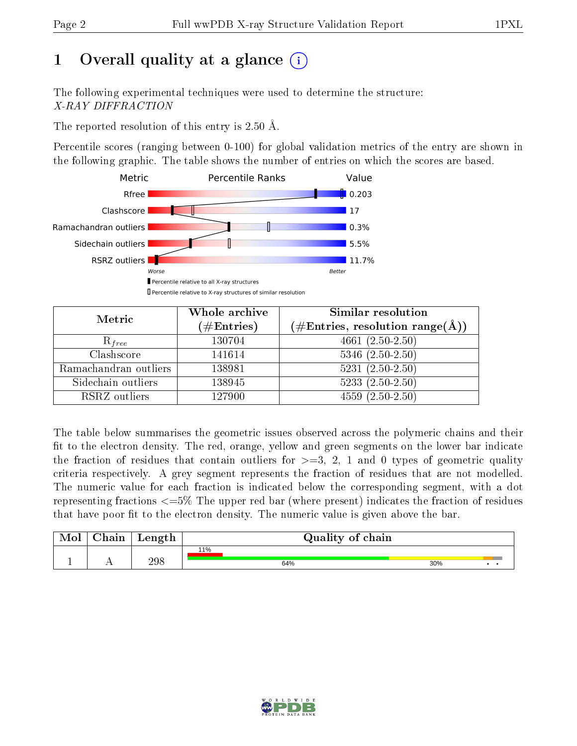# 1 Overall quality at a glance (i)

The following experimental techniques were used to determine the structure:
*X-RAY DIFFRACTION*

The reported resolution of this entry is 2.50 Å.

Percentile scores (ranging between 0-100) for global validation metrics of the entry are shown in the following graphic. The table shows the number of entries on which the scores are based.

| Metric | Value |
|---|---|
| Rfree | 0.203 |
| Clashscore | 17 |
| Ramachandran outliers | 0.3% |
| Sidechain outliers | 5.5% |
| RSRZ outliers | 11.7% |

Worse — Better

▮ Percentile relative to all X-ray structures

▯ Percentile relative to X-ray structures of similar resolution

| Metric | Whole archive (#Entries) | Similar resolution (#Entries, resolution range(Å)) |
|---|---|---|
| $R_{free}$ | 130704 | 4661 (2.50-2.50) |
| Clashscore | 141614 | 5346 (2.50-2.50) |
| Ramachandran outliers | 138981 | 5231 (2.50-2.50) |
| Sidechain outliers | 138945 | 5233 (2.50-2.50) |
| RSRZ outliers | 127900 | 4559 (2.50-2.50) |

The table below summarises the geometric issues observed across the polymeric chains and their fit to the electron density. The red, orange, yellow and green segments on the lower bar indicate the fraction of residues that contain outliers for >=3, 2, 1 and 0 types of geometric quality criteria respectively. A grey segment represents the fraction of residues that are not modelled. The numeric value for each fraction is indicated below the corresponding segment, with a dot representing fractions <=5% The upper red bar (where present) indicates the fraction of residues that have poor fit to the electron density. The numeric value is given above the bar.

| Mol | Chain | Length | Quality of chain |
|---|---|---|---|
| 1 | A | 298 | 11% (poor fit); 64% green, 30% yellow, • orange, • grey |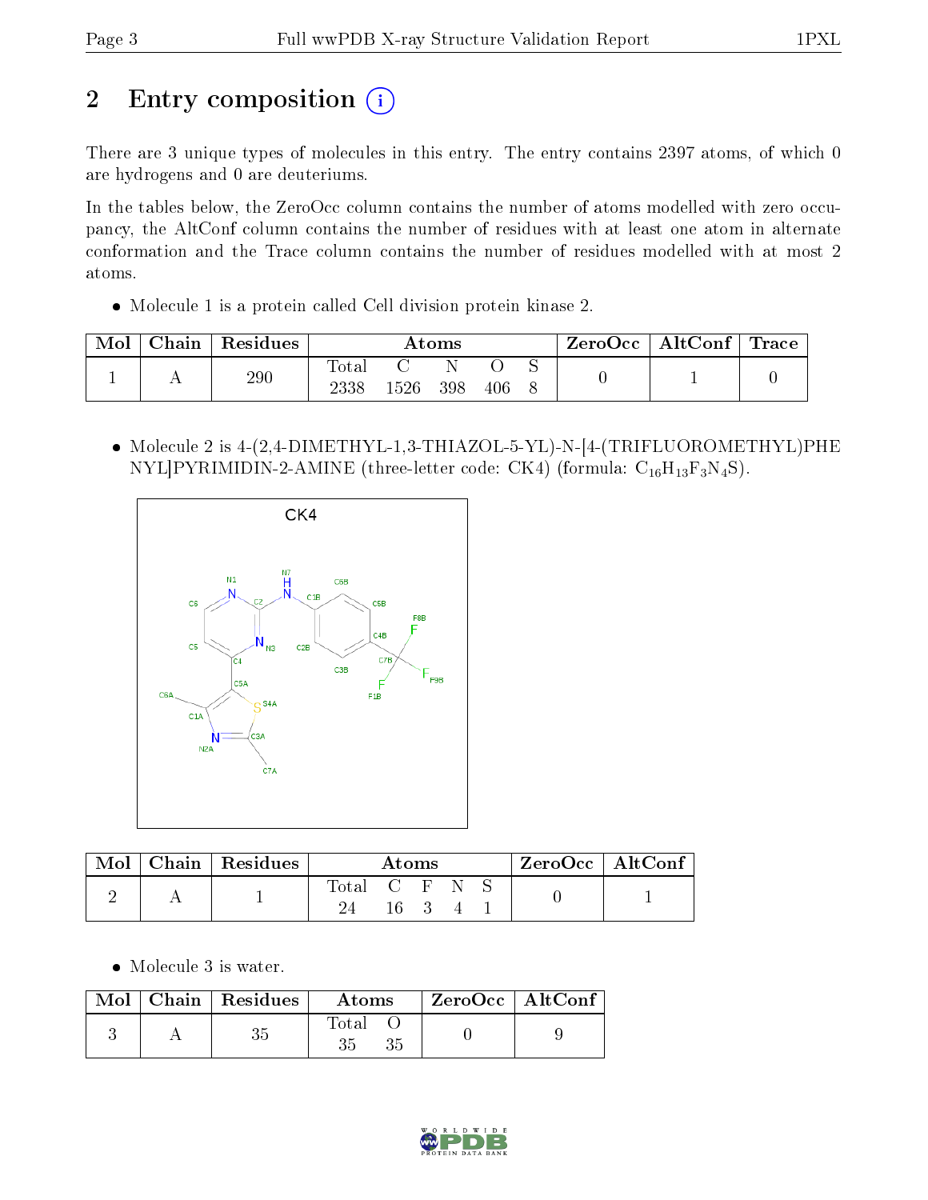# 2 Entry composition

There are 3 unique types of molecules in this entry. The entry contains 2397 atoms, of which 0 are hydrogens and 0 are deuteriums.

In the tables below, the ZeroOcc column contains the number of atoms modelled with zero occupancy, the AltConf column contains the number of residues with at least one atom in alternate conformation and the Trace column contains the number of residues modelled with at most 2 atoms.

- Molecule 1 is a protein called Cell division protein kinase 2.

| Mol | Chain | Residues | Atoms | | | | | ZeroOcc | AltConf | Trace |
|---|---|---|---|---|---|---|---|---|---|---|
| | | | Total | C | N | O | S | | | |
| 1 | A | 290 | 2338 | 1526 | 398 | 406 | 8 | 0 | 1 | 0 |

- Molecule 2 is 4-(2,4-DIMETHYL-1,3-THIAZOL-5-YL)-N-[4-(TRIFLUOROMETHYL)PHENYL]PYRIMIDIN-2-AMINE (three-letter code: CK4) (formula: $C_{16}H_{13}F_3N_4S$).

| Mol | Chain | Residues | Atoms | | | | | ZeroOcc | AltConf |
|---|---|---|---|---|---|---|---|---|---|
| | | | Total | C | F | N | S | | |
| 2 | A | 1 | 24 | 16 | 3 | 4 | 1 | 0 | 1 |

- Molecule 3 is water.

| Mol | Chain | Residues | Atoms | | ZeroOcc | AltConf |
|---|---|---|---|---|---|---|
| | | | Total | O | | |
| 3 | A | 35 | 35 | 35 | 0 | 9 |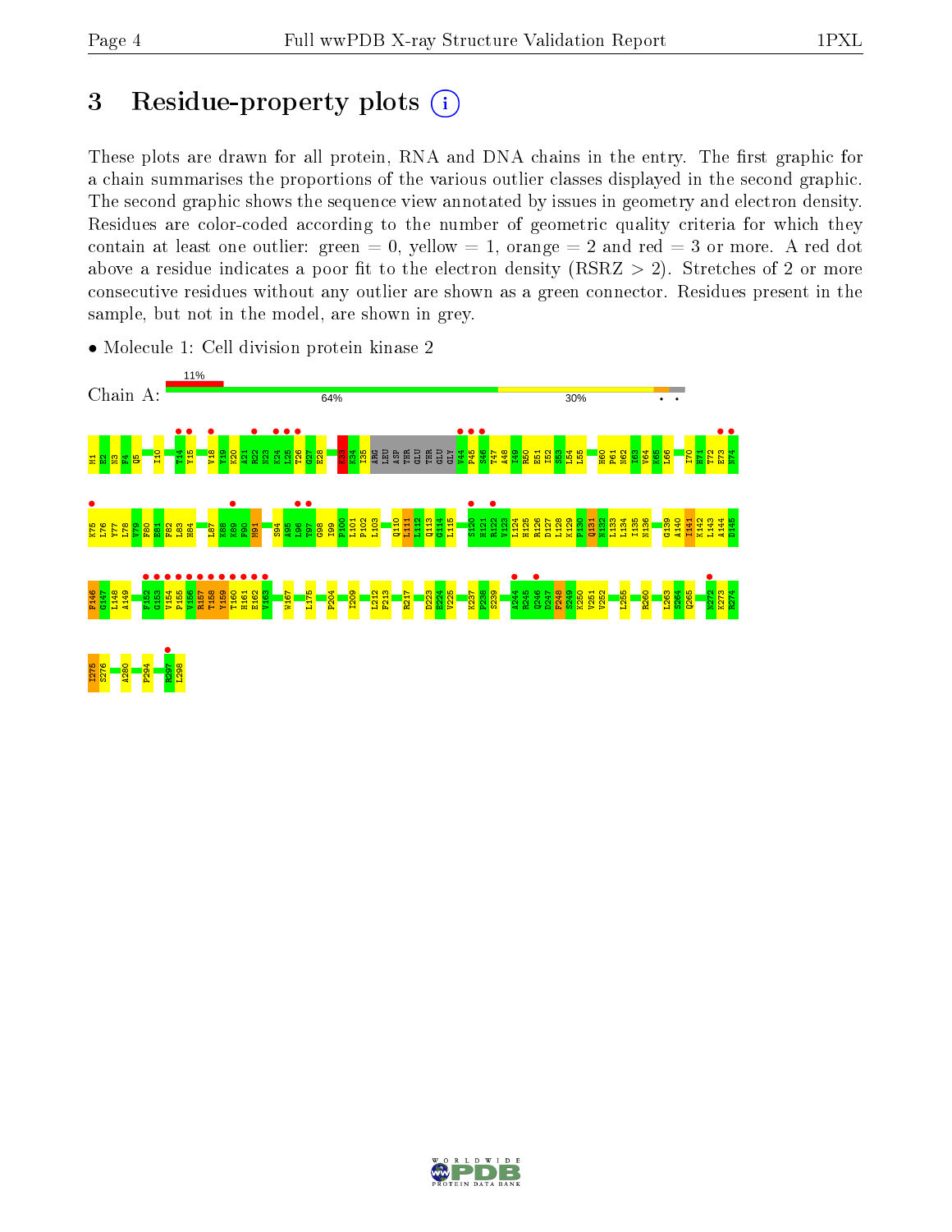# 3 Residue-property plots

These plots are drawn for all protein, RNA and DNA chains in the entry. The first graphic for a chain summarises the proportions of the various outlier classes displayed in the second graphic. The second graphic shows the sequence view annotated by issues in geometry and electron density. Residues are color-coded according to the number of geometric quality criteria for which they contain at least one outlier: green = 0, yellow = 1, orange = 2 and red = 3 or more. A red dot above a residue indicates a poor fit to the electron density (RSRZ > 2). Stretches of 2 or more consecutive residues without any outlier are shown as a green connector. Residues present in the sample, but not in the model, are shown in grey.

- Molecule 1: Cell division protein kinase 2

Chain A: 11% | 64% | 30%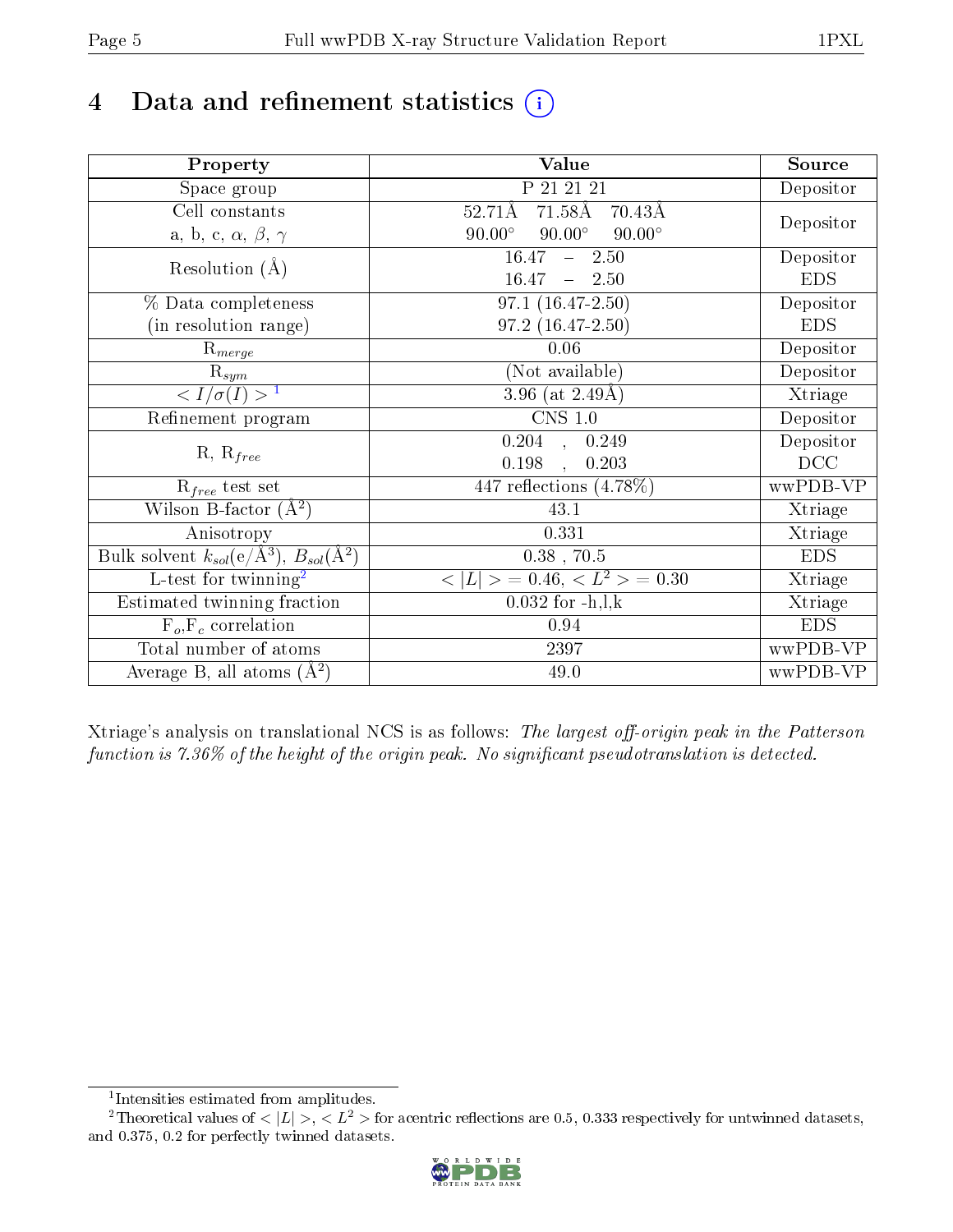# 4 Data and refinement statistics

| Property | Value | Source |
|---|---|---|
| Space group | P 21 21 21 | Depositor |
| Cell constants<br>a, b, c, $\alpha$, $\beta$, $\gamma$ | 52.71Å 71.58Å 70.43Å<br>90.00° 90.00° 90.00° | Depositor |
| Resolution (Å) | 16.47 – 2.50<br>16.47 – 2.50 | Depositor<br>EDS |
| % Data completeness<br>(in resolution range) | 97.1 (16.47-2.50)<br>97.2 (16.47-2.50) | Depositor<br>EDS |
| $R_{merge}$ | 0.06 | Depositor |
| $R_{sym}$ | (Not available) | Depositor |
| $< I/\sigma(I) >$ [1] | 3.96 (at 2.49Å) | Xtriage |
| Refinement program | CNS 1.0 | Depositor |
| R, $R_{free}$ | 0.204 , 0.249<br>0.198 , 0.203 | Depositor<br>DCC |
| $R_{free}$ test set | 447 reflections (4.78%) | wwPDB-VP |
| Wilson B-factor (Å$^2$) | 43.1 | Xtriage |
| Anisotropy | 0.331 | Xtriage |
| Bulk solvent $k_{sol}$(e/Å$^3$), $B_{sol}$(Å$^2$) | 0.38 , 70.5 | EDS |
| L-test for twinning[2] | $< \lvert L \rvert >$ = 0.46, $< L^2 >$ = 0.30 | Xtriage |
| Estimated twinning fraction | 0.032 for -h,l,k | Xtriage |
| $F_o$,$F_c$ correlation | 0.94 | EDS |
| Total number of atoms | 2397 | wwPDB-VP |
| Average B, all atoms (Å$^2$) | 49.0 | wwPDB-VP |

Xtriage's analysis on translational NCS is as follows: *The largest off-origin peak in the Patterson function is 7.36% of the height of the origin peak. No significant pseudotranslation is detected.*

[1] Intensities estimated from amplitudes.

[2] Theoretical values of $< \lvert L \rvert >$, $< L^2 >$ for acentric reflections are 0.5, 0.333 respectively for untwinned datasets, and 0.375, 0.2 for perfectly twinned datasets.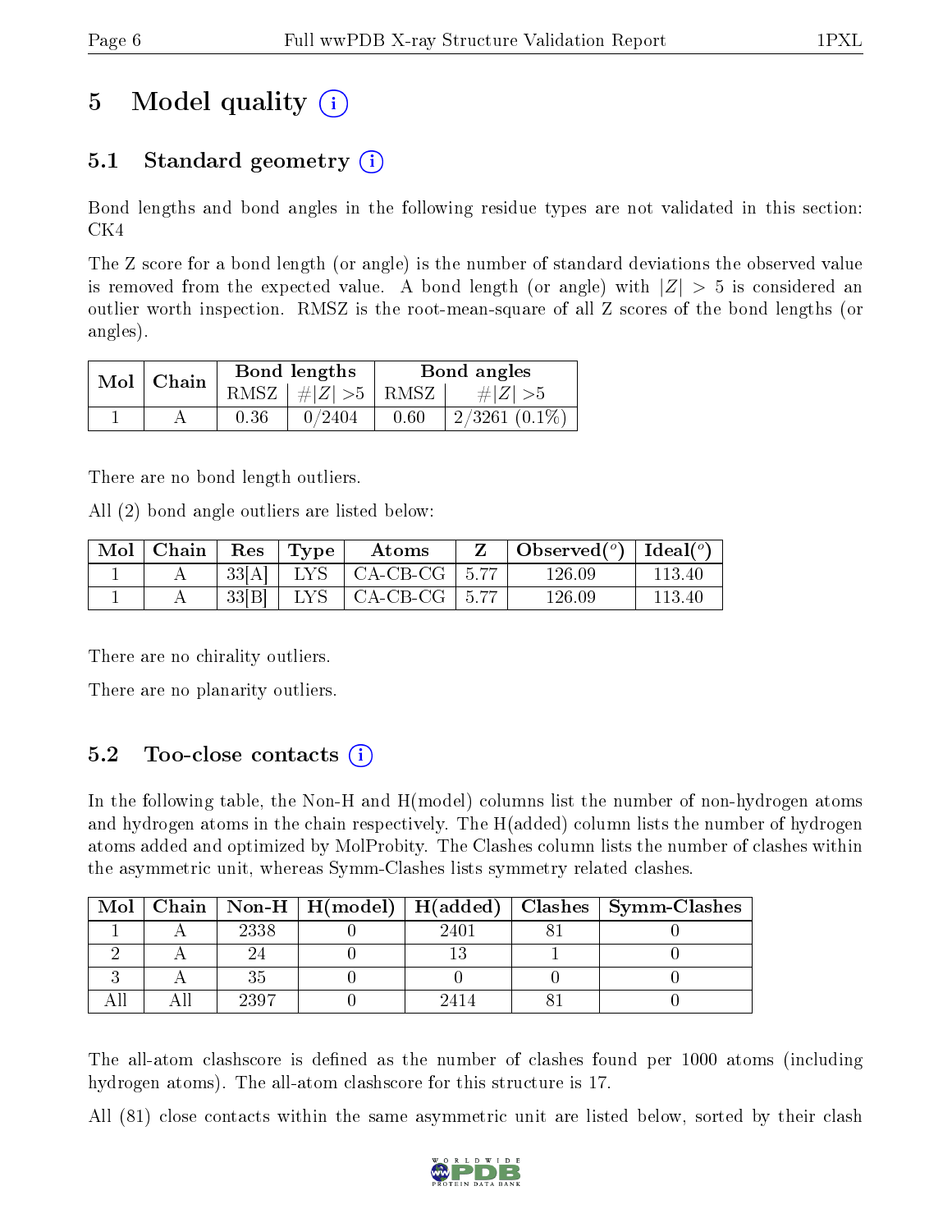# 5 Model quality (i)

## 5.1 Standard geometry (i)

Bond lengths and bond angles in the following residue types are not validated in this section: CK4

The Z score for a bond length (or angle) is the number of standard deviations the observed value is removed from the expected value. A bond length (or angle) with $|Z| > 5$ is considered an outlier worth inspection. RMSZ is the root-mean-square of all Z scores of the bond lengths (or angles).

| Mol | Chain | Bond lengths | | Bond angles | |
|---|---|---|---|---|---|
| | | RMSZ | #$\|Z\|$ >5 | RMSZ | #$\|Z\|$ >5 |
| 1 | A | 0.36 | 0/2404 | 0.60 | 2/3261 (0.1%) |

There are no bond length outliers.

All (2) bond angle outliers are listed below:

| Mol | Chain | Res | Type | Atoms | Z | Observed(°) | Ideal(°) |
|---|---|---|---|---|---|---|---|
| 1 | A | 33[A] | LYS | CA-CB-CG | 5.77 | 126.09 | 113.40 |
| 1 | A | 33[B] | LYS | CA-CB-CG | 5.77 | 126.09 | 113.40 |

There are no chirality outliers.

There are no planarity outliers.

## 5.2 Too-close contacts (i)

In the following table, the Non-H and H(model) columns list the number of non-hydrogen atoms and hydrogen atoms in the chain respectively. The H(added) column lists the number of hydrogen atoms added and optimized by MolProbity. The Clashes column lists the number of clashes within the asymmetric unit, whereas Symm-Clashes lists symmetry related clashes.

| Mol | Chain | Non-H | H(model) | H(added) | Clashes | Symm-Clashes |
|---|---|---|---|---|---|---|
| 1 | A | 2338 | 0 | 2401 | 81 | 0 |
| 2 | A | 24 | 0 | 13 | 1 | 0 |
| 3 | A | 35 | 0 | 0 | 0 | 0 |
| All | All | 2397 | 0 | 2414 | 81 | 0 |

The all-atom clashscore is defined as the number of clashes found per 1000 atoms (including hydrogen atoms). The all-atom clashscore for this structure is 17.

All (81) close contacts within the same asymmetric unit are listed below, sorted by their clash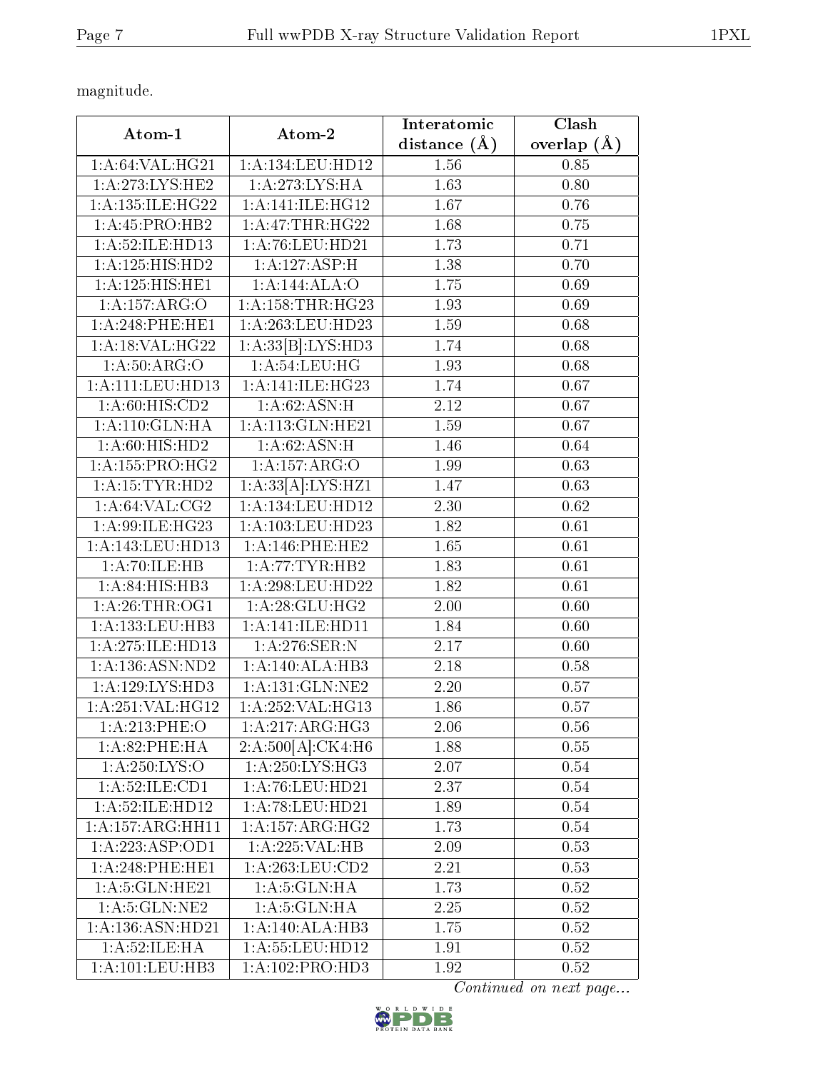magnitude.

| Atom-1 | Atom-2 | Interatomic distance (Å) | Clash overlap (Å) |
|---|---|---|---|
| 1:A:64:VAL:HG21 | 1:A:134:LEU:HD12 | 1.56 | 0.85 |
| 1:A:273:LYS:HE2 | 1:A:273:LYS:HA | 1.63 | 0.80 |
| 1:A:135:ILE:HG22 | 1:A:141:ILE:HG12 | 1.67 | 0.76 |
| 1:A:45:PRO:HB2 | 1:A:47:THR:HG22 | 1.68 | 0.75 |
| 1:A:52:ILE:HD13 | 1:A:76:LEU:HD21 | 1.73 | 0.71 |
| 1:A:125:HIS:HD2 | 1:A:127:ASP:H | 1.38 | 0.70 |
| 1:A:125:HIS:HE1 | 1:A:144:ALA:O | 1.75 | 0.69 |
| 1:A:157:ARG:O | 1:A:158:THR:HG23 | 1.93 | 0.69 |
| 1:A:248:PHE:HE1 | 1:A:263:LEU:HD23 | 1.59 | 0.68 |
| 1:A:18:VAL:HG22 | 1:A:33[B]:LYS:HD3 | 1.74 | 0.68 |
| 1:A:50:ARG:O | 1:A:54:LEU:HG | 1.93 | 0.68 |
| 1:A:111:LEU:HD13 | 1:A:141:ILE:HG23 | 1.74 | 0.67 |
| 1:A:60:HIS:CD2 | 1:A:62:ASN:H | 2.12 | 0.67 |
| 1:A:110:GLN:HA | 1:A:113:GLN:HE21 | 1.59 | 0.67 |
| 1:A:60:HIS:HD2 | 1:A:62:ASN:H | 1.46 | 0.64 |
| 1:A:155:PRO:HG2 | 1:A:157:ARG:O | 1.99 | 0.63 |
| 1:A:15:TYR:HD2 | 1:A:33[A]:LYS:HZ1 | 1.47 | 0.63 |
| 1:A:64:VAL:CG2 | 1:A:134:LEU:HD12 | 2.30 | 0.62 |
| 1:A:99:ILE:HG23 | 1:A:103:LEU:HD23 | 1.82 | 0.61 |
| 1:A:143:LEU:HD13 | 1:A:146:PHE:HE2 | 1.65 | 0.61 |
| 1:A:70:ILE:HB | 1:A:77:TYR:HB2 | 1.83 | 0.61 |
| 1:A:84:HIS:HB3 | 1:A:298:LEU:HD22 | 1.82 | 0.61 |
| 1:A:26:THR:OG1 | 1:A:28:GLU:HG2 | 2.00 | 0.60 |
| 1:A:133:LEU:HB3 | 1:A:141:ILE:HD11 | 1.84 | 0.60 |
| 1:A:275:ILE:HD13 | 1:A:276:SER:N | 2.17 | 0.60 |
| 1:A:136:ASN:ND2 | 1:A:140:ALA:HB3 | 2.18 | 0.58 |
| 1:A:129:LYS:HD3 | 1:A:131:GLN:NE2 | 2.20 | 0.57 |
| 1:A:251:VAL:HG12 | 1:A:252:VAL:HG13 | 1.86 | 0.57 |
| 1:A:213:PHE:O | 1:A:217:ARG:HG3 | 2.06 | 0.56 |
| 1:A:82:PHE:HA | 2:A:500[A]:CK4:H6 | 1.88 | 0.55 |
| 1:A:250:LYS:O | 1:A:250:LYS:HG3 | 2.07 | 0.54 |
| 1:A:52:ILE:CD1 | 1:A:76:LEU:HD21 | 2.37 | 0.54 |
| 1:A:52:ILE:HD12 | 1:A:78:LEU:HD21 | 1.89 | 0.54 |
| 1:A:157:ARG:HH11 | 1:A:157:ARG:HG2 | 1.73 | 0.54 |
| 1:A:223:ASP:OD1 | 1:A:225:VAL:HB | 2.09 | 0.53 |
| 1:A:248:PHE:HE1 | 1:A:263:LEU:CD2 | 2.21 | 0.53 |
| 1:A:5:GLN:HE21 | 1:A:5:GLN:HA | 1.73 | 0.52 |
| 1:A:5:GLN:NE2 | 1:A:5:GLN:HA | 2.25 | 0.52 |
| 1:A:136:ASN:HD21 | 1:A:140:ALA:HB3 | 1.75 | 0.52 |
| 1:A:52:ILE:HA | 1:A:55:LEU:HD12 | 1.91 | 0.52 |
| 1:A:101:LEU:HB3 | 1:A:102:PRO:HD3 | 1.92 | 0.52 |

*Continued on next page...*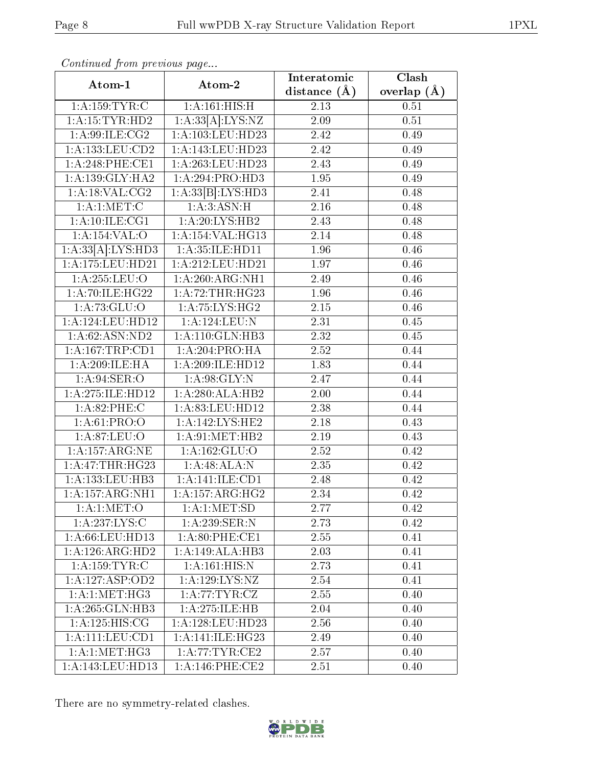*Continued from previous page...*

| Atom-1 | Atom-2 | Interatomic distance (Å) | Clash overlap (Å) |
|---|---|---|---|
| 1:A:159:TYR:C | 1:A:161:HIS:H | 2.13 | 0.51 |
| 1:A:15:TYR:HD2 | 1:A:33[A]:LYS:NZ | 2.09 | 0.51 |
| 1:A:99:ILE:CG2 | 1:A:103:LEU:HD23 | 2.42 | 0.49 |
| 1:A:133:LEU:CD2 | 1:A:143:LEU:HD23 | 2.42 | 0.49 |
| 1:A:248:PHE:CE1 | 1:A:263:LEU:HD23 | 2.43 | 0.49 |
| 1:A:139:GLY:HA2 | 1:A:294:PRO:HD3 | 1.95 | 0.49 |
| 1:A:18:VAL:CG2 | 1:A:33[B]:LYS:HD3 | 2.41 | 0.48 |
| 1:A:1:MET:C | 1:A:3:ASN:H | 2.16 | 0.48 |
| 1:A:10:ILE:CG1 | 1:A:20:LYS:HB2 | 2.43 | 0.48 |
| 1:A:154:VAL:O | 1:A:154:VAL:HG13 | 2.14 | 0.48 |
| 1:A:33[A]:LYS:HD3 | 1:A:35:ILE:HD11 | 1.96 | 0.46 |
| 1:A:175:LEU:HD21 | 1:A:212:LEU:HD21 | 1.97 | 0.46 |
| 1:A:255:LEU:O | 1:A:260:ARG:NH1 | 2.49 | 0.46 |
| 1:A:70:ILE:HG22 | 1:A:72:THR:HG23 | 1.96 | 0.46 |
| 1:A:73:GLU:O | 1:A:75:LYS:HG2 | 2.15 | 0.46 |
| 1:A:124:LEU:HD12 | 1:A:124:LEU:N | 2.31 | 0.45 |
| 1:A:62:ASN:ND2 | 1:A:110:GLN:HB3 | 2.32 | 0.45 |
| 1:A:167:TRP:CD1 | 1:A:204:PRO:HA | 2.52 | 0.44 |
| 1:A:209:ILE:HA | 1:A:209:ILE:HD12 | 1.83 | 0.44 |
| 1:A:94:SER:O | 1:A:98:GLY:N | 2.47 | 0.44 |
| 1:A:275:ILE:HD12 | 1:A:280:ALA:HB2 | 2.00 | 0.44 |
| 1:A:82:PHE:C | 1:A:83:LEU:HD12 | 2.38 | 0.44 |
| 1:A:61:PRO:O | 1:A:142:LYS:HE2 | 2.18 | 0.43 |
| 1:A:87:LEU:O | 1:A:91:MET:HB2 | 2.19 | 0.43 |
| 1:A:157:ARG:NE | 1:A:162:GLU:O | 2.52 | 0.42 |
| 1:A:47:THR:HG23 | 1:A:48:ALA:N | 2.35 | 0.42 |
| 1:A:133:LEU:HB3 | 1:A:141:ILE:CD1 | 2.48 | 0.42 |
| 1:A:157:ARG:NH1 | 1:A:157:ARG:HG2 | 2.34 | 0.42 |
| 1:A:1:MET:O | 1:A:1:MET:SD | 2.77 | 0.42 |
| 1:A:237:LYS:C | 1:A:239:SER:N | 2.73 | 0.42 |
| 1:A:66:LEU:HD13 | 1:A:80:PHE:CE1 | 2.55 | 0.41 |
| 1:A:126:ARG:HD2 | 1:A:149:ALA:HB3 | 2.03 | 0.41 |
| 1:A:159:TYR:C | 1:A:161:HIS:N | 2.73 | 0.41 |
| 1:A:127:ASP:OD2 | 1:A:129:LYS:NZ | 2.54 | 0.41 |
| 1:A:1:MET:HG3 | 1:A:77:TYR:CZ | 2.55 | 0.40 |
| 1:A:265:GLN:HB3 | 1:A:275:ILE:HB | 2.04 | 0.40 |
| 1:A:125:HIS:CG | 1:A:128:LEU:HD23 | 2.56 | 0.40 |
| 1:A:111:LEU:CD1 | 1:A:141:ILE:HG23 | 2.49 | 0.40 |
| 1:A:1:MET:HG3 | 1:A:77:TYR:CE2 | 2.57 | 0.40 |
| 1:A:143:LEU:HD13 | 1:A:146:PHE:CE2 | 2.51 | 0.40 |

There are no symmetry-related clashes.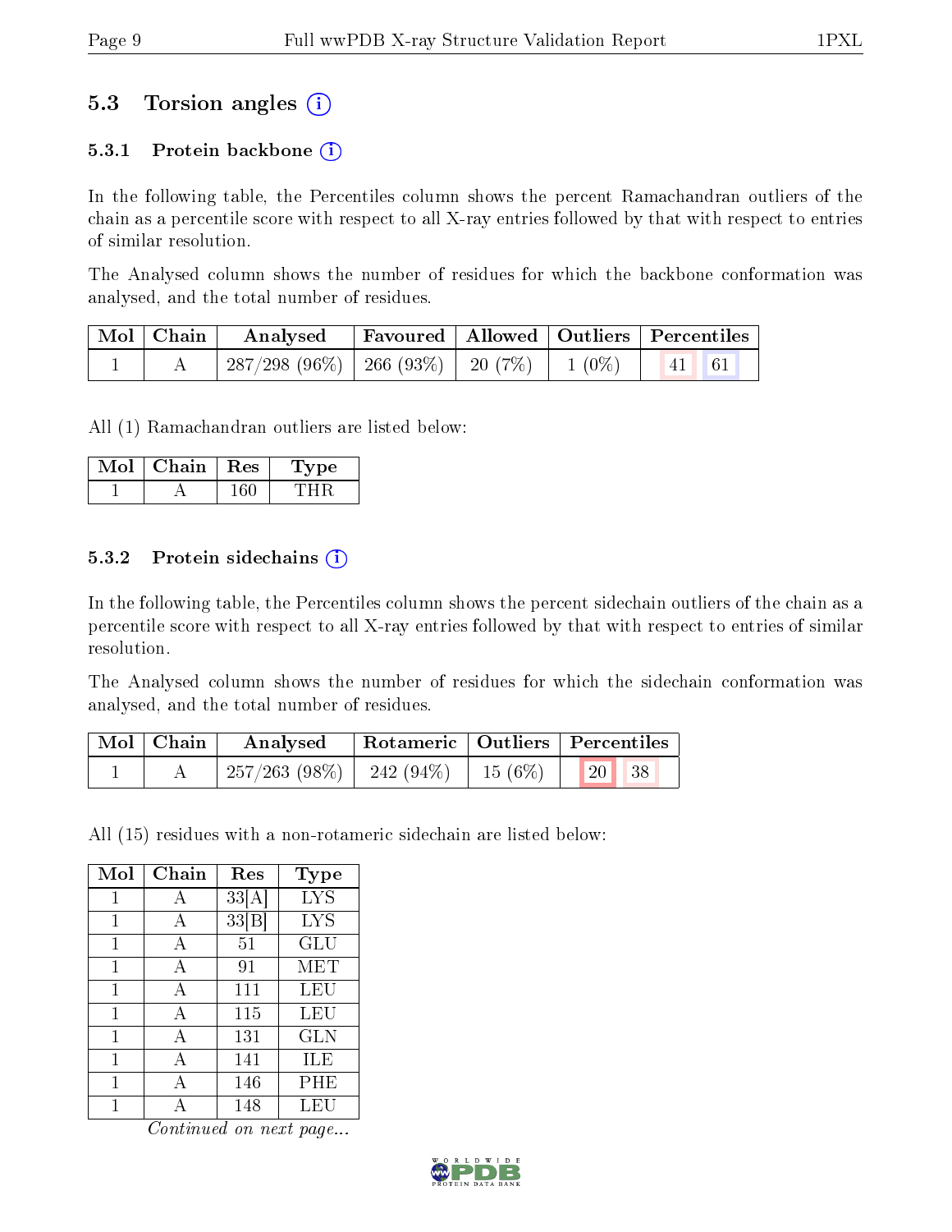## 5.3 Torsion angles

### 5.3.1 Protein backbone

In the following table, the Percentiles column shows the percent Ramachandran outliers of the chain as a percentile score with respect to all X-ray entries followed by that with respect to entries of similar resolution.

The Analysed column shows the number of residues for which the backbone conformation was analysed, and the total number of residues.

| Mol | Chain | Analysed | Favoured | Allowed | Outliers | Percentiles |
|---|---|---|---|---|---|---|
| 1 | A | 287/298 (96%) | 266 (93%) | 20 (7%) | 1 (0%) | 41 61 |

All (1) Ramachandran outliers are listed below:

| Mol | Chain | Res | Type |
|---|---|---|---|
| 1 | A | 160 | THR |

### 5.3.2 Protein sidechains

In the following table, the Percentiles column shows the percent sidechain outliers of the chain as a percentile score with respect to all X-ray entries followed by that with respect to entries of similar resolution.

The Analysed column shows the number of residues for which the sidechain conformation was analysed, and the total number of residues.

| Mol | Chain | Analysed | Rotameric | Outliers | Percentiles |
|---|---|---|---|---|---|
| 1 | A | 257/263 (98%) | 242 (94%) | 15 (6%) | 20 38 |

All (15) residues with a non-rotameric sidechain are listed below:

| Mol | Chain | Res | Type |
|---|---|---|---|
| 1 | A | 33[A] | LYS |
| 1 | A | 33[B] | LYS |
| 1 | A | 51 | GLU |
| 1 | A | 91 | MET |
| 1 | A | 111 | LEU |
| 1 | A | 115 | LEU |
| 1 | A | 131 | GLN |
| 1 | A | 141 | ILE |
| 1 | A | 146 | PHE |
| 1 | A | 148 | LEU |

*Continued on next page...*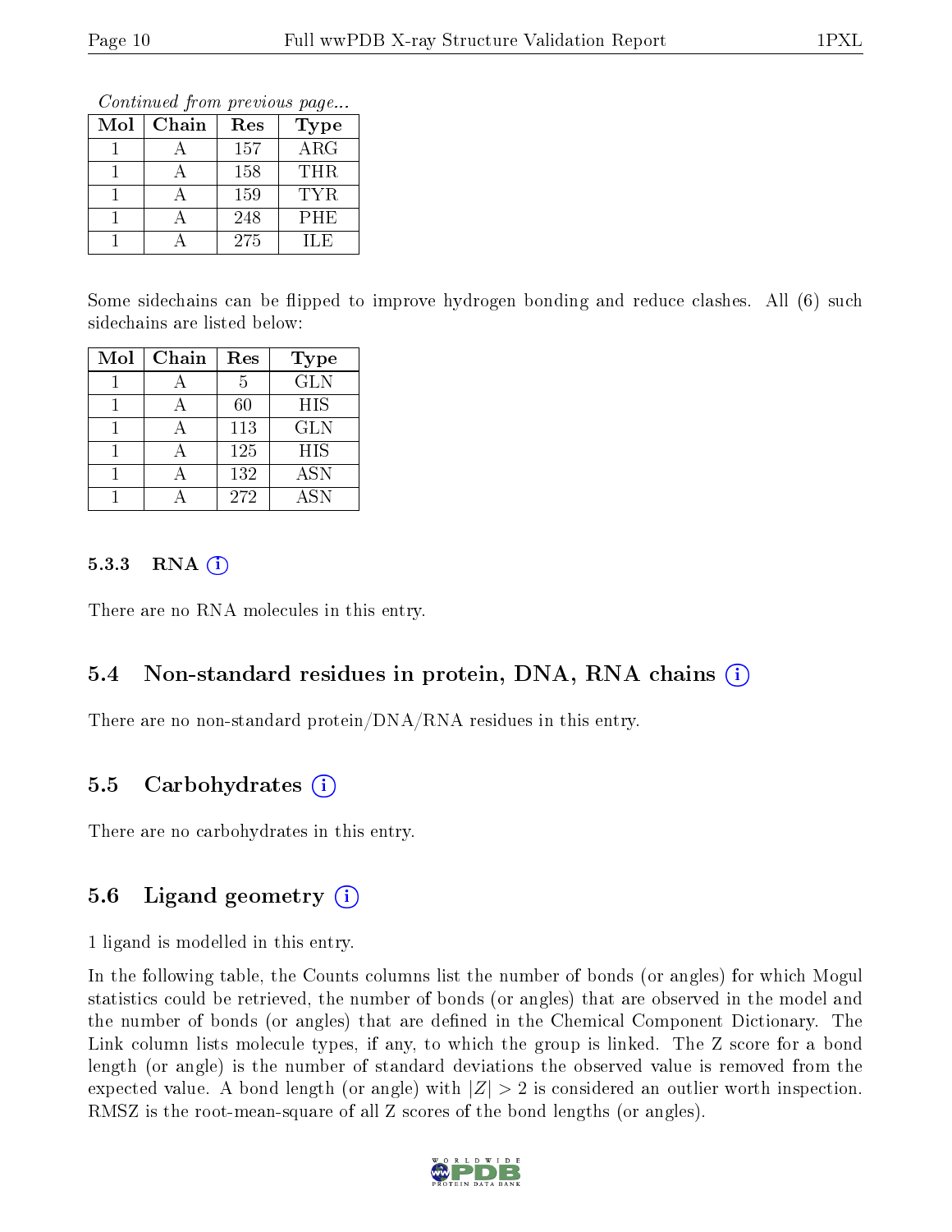*Continued from previous page...*

| Mol | Chain | Res | Type |
|---|---|---|---|
| 1 | A | 157 | ARG |
| 1 | A | 158 | THR |
| 1 | A | 159 | TYR |
| 1 | A | 248 | PHE |
| 1 | A | 275 | ILE |

Some sidechains can be flipped to improve hydrogen bonding and reduce clashes. All (6) such sidechains are listed below:

| Mol | Chain | Res | Type |
|---|---|---|---|
| 1 | A | 5 | GLN |
| 1 | A | 60 | HIS |
| 1 | A | 113 | GLN |
| 1 | A | 125 | HIS |
| 1 | A | 132 | ASN |
| 1 | A | 272 | ASN |

#### 5.3.3 RNA (i)

There are no RNA molecules in this entry.

### 5.4 Non-standard residues in protein, DNA, RNA chains (i)

There are no non-standard protein/DNA/RNA residues in this entry.

### 5.5 Carbohydrates (i)

There are no carbohydrates in this entry.

### 5.6 Ligand geometry (i)

1 ligand is modelled in this entry.

In the following table, the Counts columns list the number of bonds (or angles) for which Mogul statistics could be retrieved, the number of bonds (or angles) that are observed in the model and the number of bonds (or angles) that are defined in the Chemical Component Dictionary. The Link column lists molecule types, if any, to which the group is linked. The Z score for a bond length (or angle) is the number of standard deviations the observed value is removed from the expected value. A bond length (or angle) with $|Z| > 2$ is considered an outlier worth inspection. RMSZ is the root-mean-square of all Z scores of the bond lengths (or angles).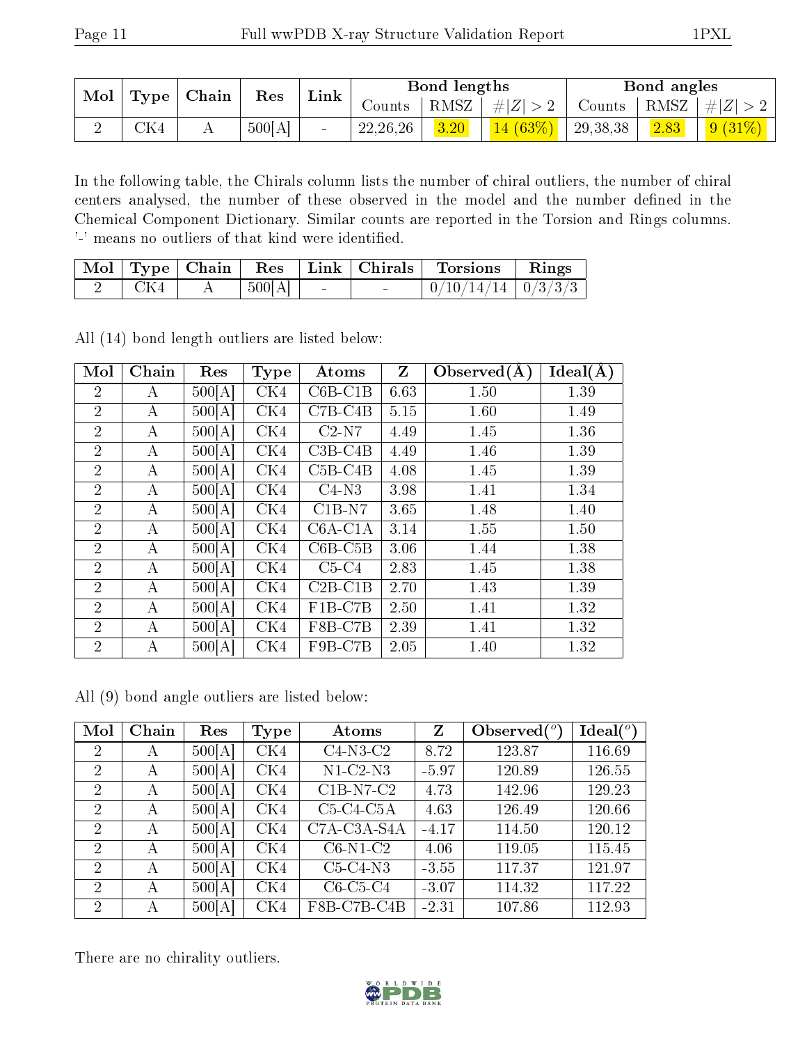| Mol | Type | Chain | Res | Link | Bond lengths | | | Bond angles | | |
|---|---|---|---|---|---|---|---|---|---|---|
| | | | | | Counts | RMSZ | #\|Z\| > 2 | Counts | RMSZ | #\|Z\| > 2 |
| 2 | CK4 | A | 500[A] | - | 22,26,26 | 3.20 | 14 (63%) | 29,38,38 | 2.83 | 9 (31%) |

In the following table, the Chirals column lists the number of chiral outliers, the number of chiral centers analysed, the number of these observed in the model and the number defined in the Chemical Component Dictionary. Similar counts are reported in the Torsion and Rings columns. '-' means no outliers of that kind were identified.

| Mol | Type | Chain | Res | Link | Chirals | Torsions | Rings |
|---|---|---|---|---|---|---|---|
| 2 | CK4 | A | 500[A] | - | - | 0/10/14/14 | 0/3/3/3 |

All (14) bond length outliers are listed below:

| Mol | Chain | Res | Type | Atoms | Z | Observed(Å) | Ideal(Å) |
|---|---|---|---|---|---|---|---|
| 2 | A | 500[A] | CK4 | C6B-C1B | 6.63 | 1.50 | 1.39 |
| 2 | A | 500[A] | CK4 | C7B-C4B | 5.15 | 1.60 | 1.49 |
| 2 | A | 500[A] | CK4 | C2-N7 | 4.49 | 1.45 | 1.36 |
| 2 | A | 500[A] | CK4 | C3B-C4B | 4.49 | 1.46 | 1.39 |
| 2 | A | 500[A] | CK4 | C5B-C4B | 4.08 | 1.45 | 1.39 |
| 2 | A | 500[A] | CK4 | C4-N3 | 3.98 | 1.41 | 1.34 |
| 2 | A | 500[A] | CK4 | C1B-N7 | 3.65 | 1.48 | 1.40 |
| 2 | A | 500[A] | CK4 | C6A-C1A | 3.14 | 1.55 | 1.50 |
| 2 | A | 500[A] | CK4 | C6B-C5B | 3.06 | 1.44 | 1.38 |
| 2 | A | 500[A] | CK4 | C5-C4 | 2.83 | 1.45 | 1.38 |
| 2 | A | 500[A] | CK4 | C2B-C1B | 2.70 | 1.43 | 1.39 |
| 2 | A | 500[A] | CK4 | F1B-C7B | 2.50 | 1.41 | 1.32 |
| 2 | A | 500[A] | CK4 | F8B-C7B | 2.39 | 1.41 | 1.32 |
| 2 | A | 500[A] | CK4 | F9B-C7B | 2.05 | 1.40 | 1.32 |

All (9) bond angle outliers are listed below:

| Mol | Chain | Res | Type | Atoms | Z | Observed($^o$) | Ideal($^o$) |
|---|---|---|---|---|---|---|---|
| 2 | A | 500[A] | CK4 | C4-N3-C2 | 8.72 | 123.87 | 116.69 |
| 2 | A | 500[A] | CK4 | N1-C2-N3 | -5.97 | 120.89 | 126.55 |
| 2 | A | 500[A] | CK4 | C1B-N7-C2 | 4.73 | 142.96 | 129.23 |
| 2 | A | 500[A] | CK4 | C5-C4-C5A | 4.63 | 126.49 | 120.66 |
| 2 | A | 500[A] | CK4 | C7A-C3A-S4A | -4.17 | 114.50 | 120.12 |
| 2 | A | 500[A] | CK4 | C6-N1-C2 | 4.06 | 119.05 | 115.45 |
| 2 | A | 500[A] | CK4 | C5-C4-N3 | -3.55 | 117.37 | 121.97 |
| 2 | A | 500[A] | CK4 | C6-C5-C4 | -3.07 | 114.32 | 117.22 |
| 2 | A | 500[A] | CK4 | F8B-C7B-C4B | -2.31 | 107.86 | 112.93 |

There are no chirality outliers.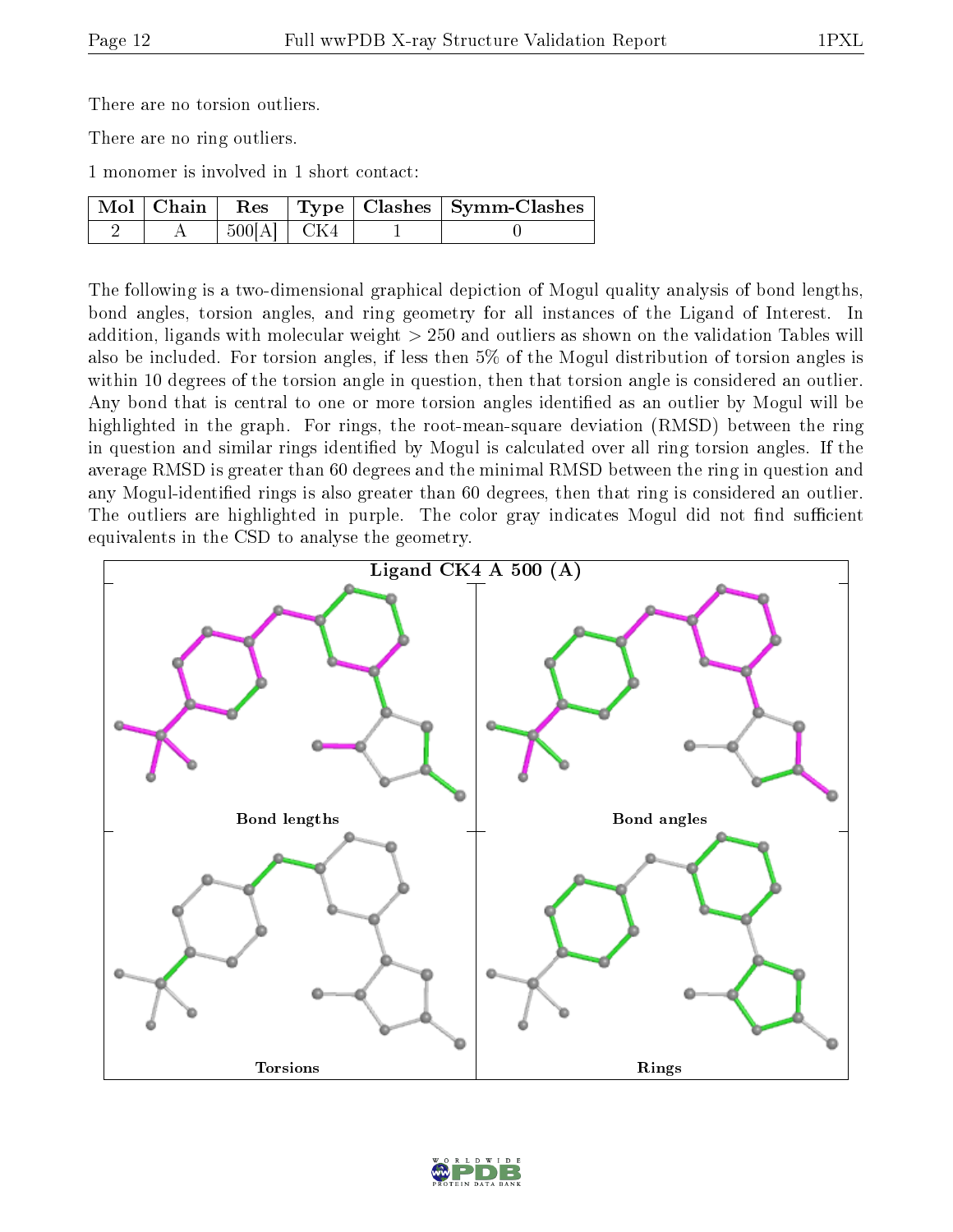There are no torsion outliers.

There are no ring outliers.

1 monomer is involved in 1 short contact:

| Mol | Chain | Res | Type | Clashes | Symm-Clashes |
|---|---|---|---|---|---|
| 2 | A | 500[A] | CK4 | 1 | 0 |

The following is a two-dimensional graphical depiction of Mogul quality analysis of bond lengths, bond angles, torsion angles, and ring geometry for all instances of the Ligand of Interest. In addition, ligands with molecular weight > 250 and outliers as shown on the validation Tables will also be included. For torsion angles, if less then 5% of the Mogul distribution of torsion angles is within 10 degrees of the torsion angle in question, then that torsion angle is considered an outlier. Any bond that is central to one or more torsion angles identified as an outlier by Mogul will be highlighted in the graph. For rings, the root-mean-square deviation (RMSD) between the ring in question and similar rings identified by Mogul is calculated over all ring torsion angles. If the average RMSD is greater than 60 degrees and the minimal RMSD between the ring in question and any Mogul-identified rings is also greater than 60 degrees, then that ring is considered an outlier. The outliers are highlighted in purple. The color gray indicates Mogul did not find sufficient equivalents in the CSD to analyse the geometry.

Ligand CK4 A 500 (A)

Bond lengths

Bond angles

Torsions

Rings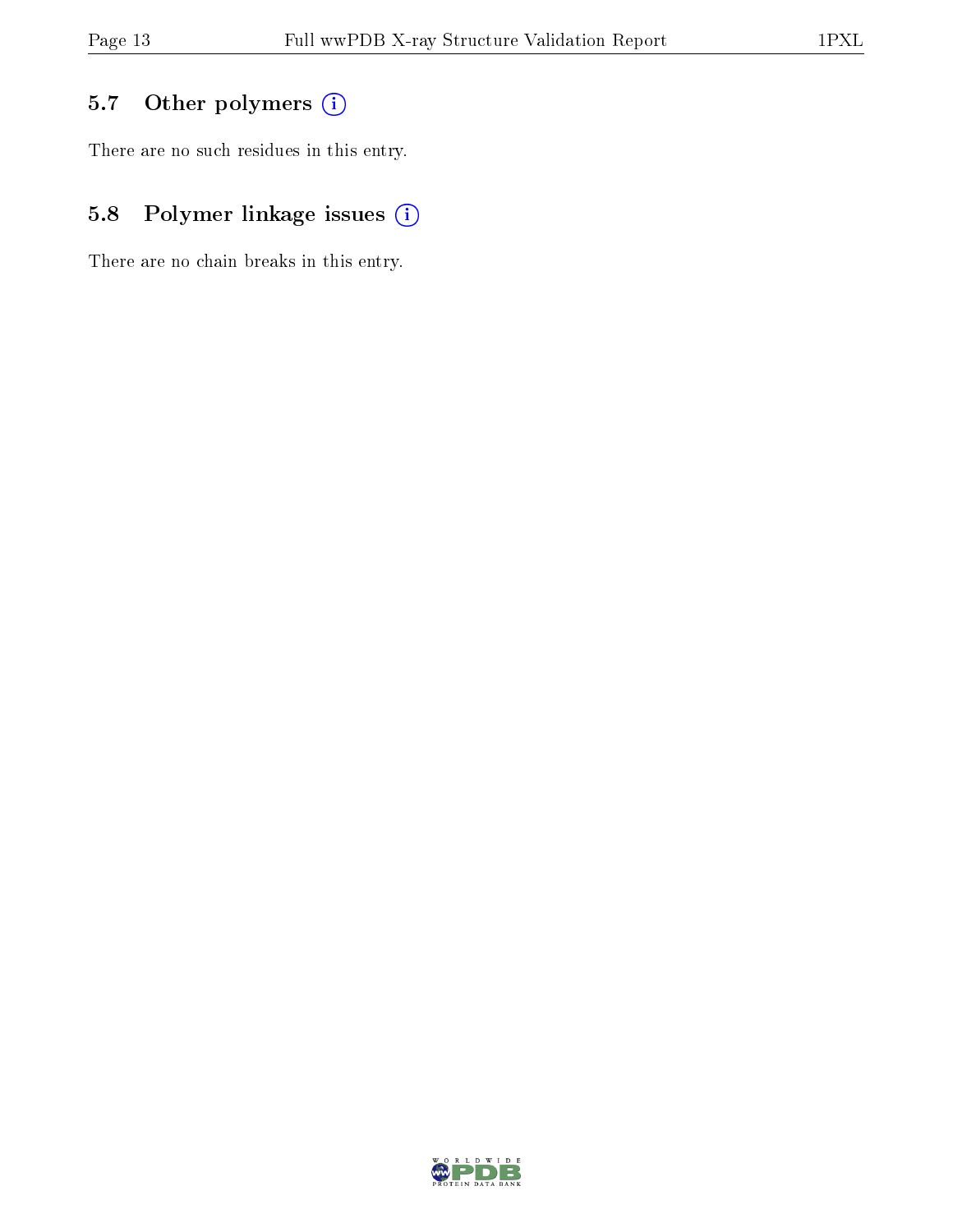## 5.7 Other polymers

There are no such residues in this entry.

## 5.8 Polymer linkage issues

There are no chain breaks in this entry.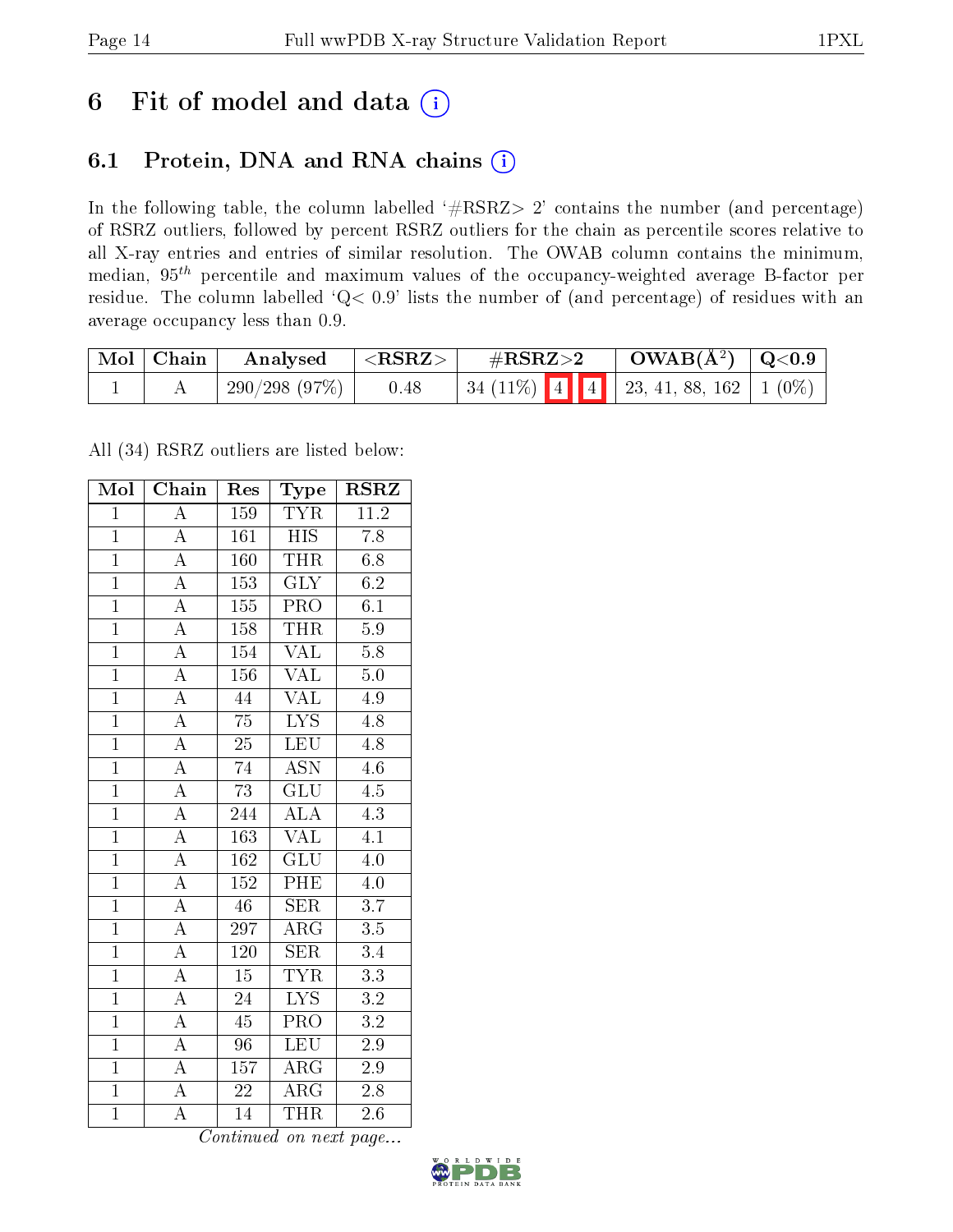# 6 Fit of model and data (i)

## 6.1 Protein, DNA and RNA chains (i)

In the following table, the column labelled '#RSRZ> 2' contains the number (and percentage) of RSRZ outliers, followed by percent RSRZ outliers for the chain as percentile scores relative to all X-ray entries and entries of similar resolution. The OWAB column contains the minimum, median, $95^{th}$ percentile and maximum values of the occupancy-weighted average B-factor per residue. The column labelled 'Q< 0.9' lists the number of (and percentage) of residues with an average occupancy less than 0.9.

| Mol | Chain | Analysed | <RSRZ> | #RSRZ>2 | | | OWAB(Å$^2$) | Q<0.9 |
|---|---|---|---|---|---|---|---|---|
| 1 | A | 290/298 (97%) | 0.48 | 34 (11%) | 4 | 4 | 23, 41, 88, 162 | 1 (0%) |

All (34) RSRZ outliers are listed below:

| Mol | Chain | Res | Type | RSRZ |
|---|---|---|---|---|
| 1 | A | 159 | TYR | 11.2 |
| 1 | A | 161 | HIS | 7.8 |
| 1 | A | 160 | THR | 6.8 |
| 1 | A | 153 | GLY | 6.2 |
| 1 | A | 155 | PRO | 6.1 |
| 1 | A | 158 | THR | 5.9 |
| 1 | A | 154 | VAL | 5.8 |
| 1 | A | 156 | VAL | 5.0 |
| 1 | A | 44 | VAL | 4.9 |
| 1 | A | 75 | LYS | 4.8 |
| 1 | A | 25 | LEU | 4.8 |
| 1 | A | 74 | ASN | 4.6 |
| 1 | A | 73 | GLU | 4.5 |
| 1 | A | 244 | ALA | 4.3 |
| 1 | A | 163 | VAL | 4.1 |
| 1 | A | 162 | GLU | 4.0 |
| 1 | A | 152 | PHE | 4.0 |
| 1 | A | 46 | SER | 3.7 |
| 1 | A | 297 | ARG | 3.5 |
| 1 | A | 120 | SER | 3.4 |
| 1 | A | 15 | TYR | 3.3 |
| 1 | A | 24 | LYS | 3.2 |
| 1 | A | 45 | PRO | 3.2 |
| 1 | A | 96 | LEU | 2.9 |
| 1 | A | 157 | ARG | 2.9 |
| 1 | A | 22 | ARG | 2.8 |
| 1 | A | 14 | THR | 2.6 |

*Continued on next page...*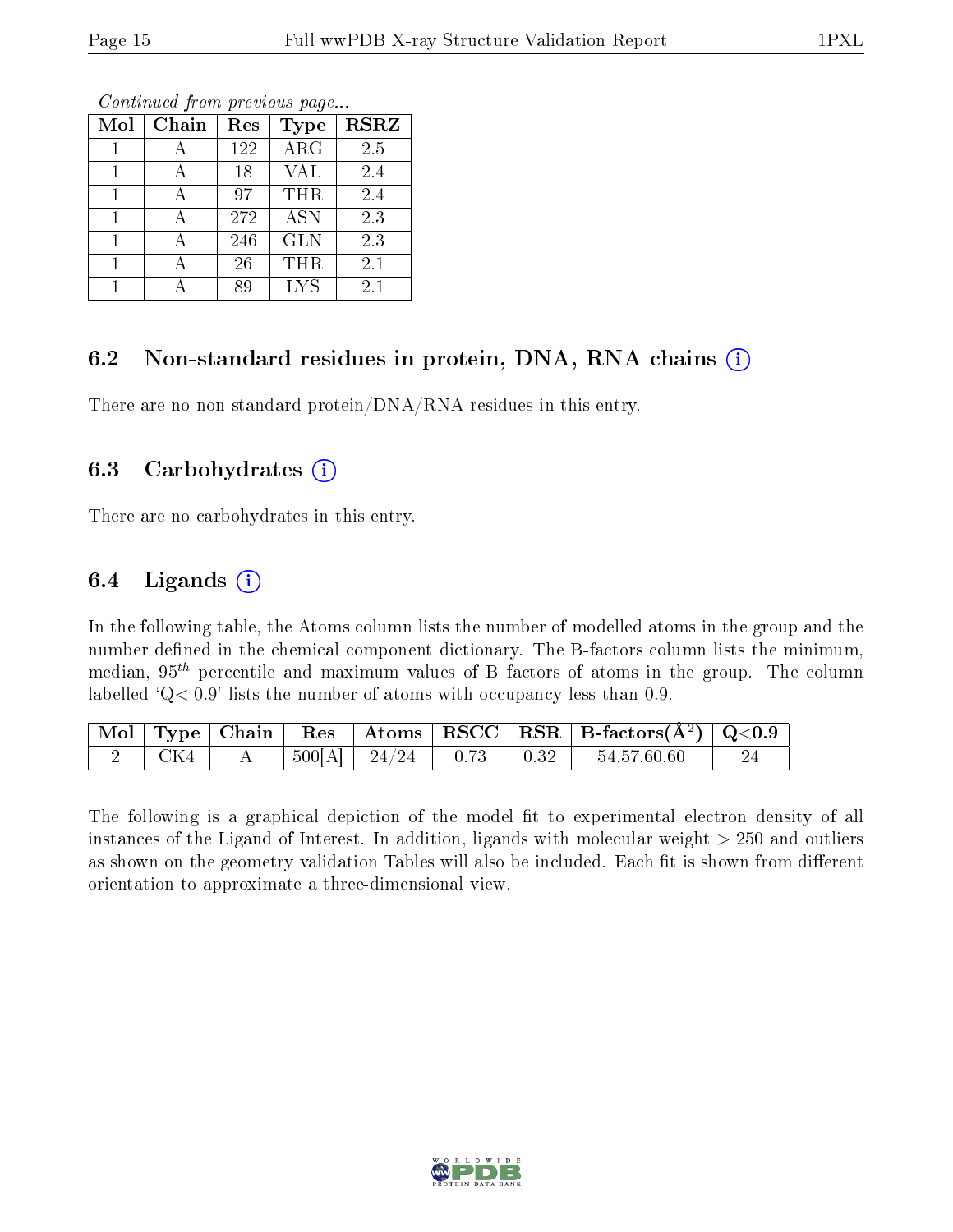*Continued from previous page...*

| Mol | Chain | Res | Type | RSRZ |
|---|---|---|---|---|
| 1 | A | 122 | ARG | 2.5 |
| 1 | A | 18 | VAL | 2.4 |
| 1 | A | 97 | THR | 2.4 |
| 1 | A | 272 | ASN | 2.3 |
| 1 | A | 246 | GLN | 2.3 |
| 1 | A | 26 | THR | 2.1 |
| 1 | A | 89 | LYS | 2.1 |

### 6.2 Non-standard residues in protein, DNA, RNA chains (i)

There are no non-standard protein/DNA/RNA residues in this entry.

### 6.3 Carbohydrates (i)

There are no carbohydrates in this entry.

### 6.4 Ligands (i)

In the following table, the Atoms column lists the number of modelled atoms in the group and the number defined in the chemical component dictionary. The B-factors column lists the minimum, median, $95^{th}$ percentile and maximum values of B factors of atoms in the group. The column labelled 'Q< 0.9' lists the number of atoms with occupancy less than 0.9.

| Mol | Type | Chain | Res | Atoms | RSCC | RSR | B-factors($Å^2$) | Q<0.9 |
|---|---|---|---|---|---|---|---|---|
| 2 | CK4 | A | 500[A] | 24/24 | 0.73 | 0.32 | 54,57,60,60 | 24 |

The following is a graphical depiction of the model fit to experimental electron density of all instances of the Ligand of Interest. In addition, ligands with molecular weight > 250 and outliers as shown on the geometry validation Tables will also be included. Each fit is shown from different orientation to approximate a three-dimensional view.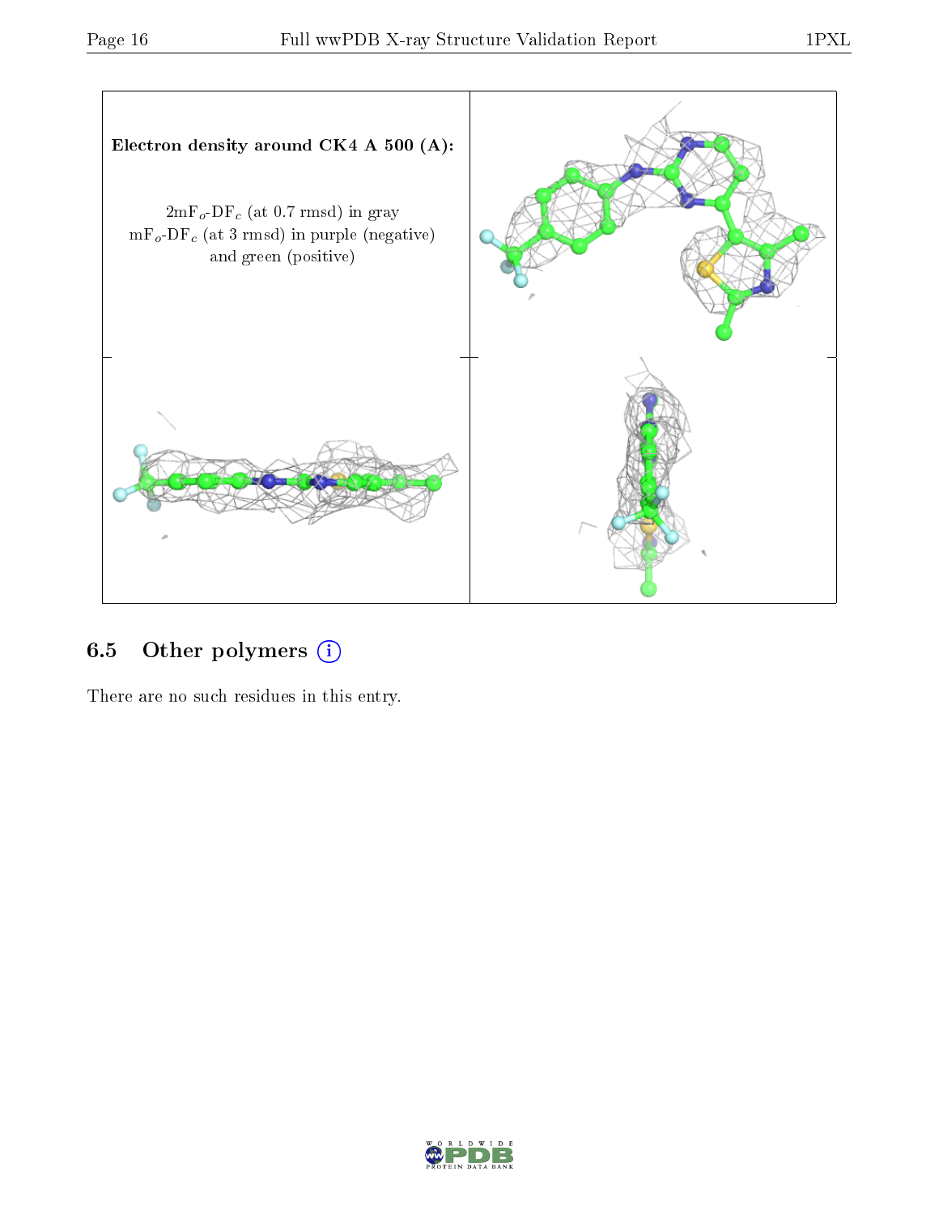**Electron density around CK4 A 500 (A):**

$2mF_o$-$DF_c$ (at 0.7 rmsd) in gray
$mF_o$-$DF_c$ (at 3 rmsd) in purple (negative)
and green (positive)

### 6.5 Other polymers

There are no such residues in this entry.